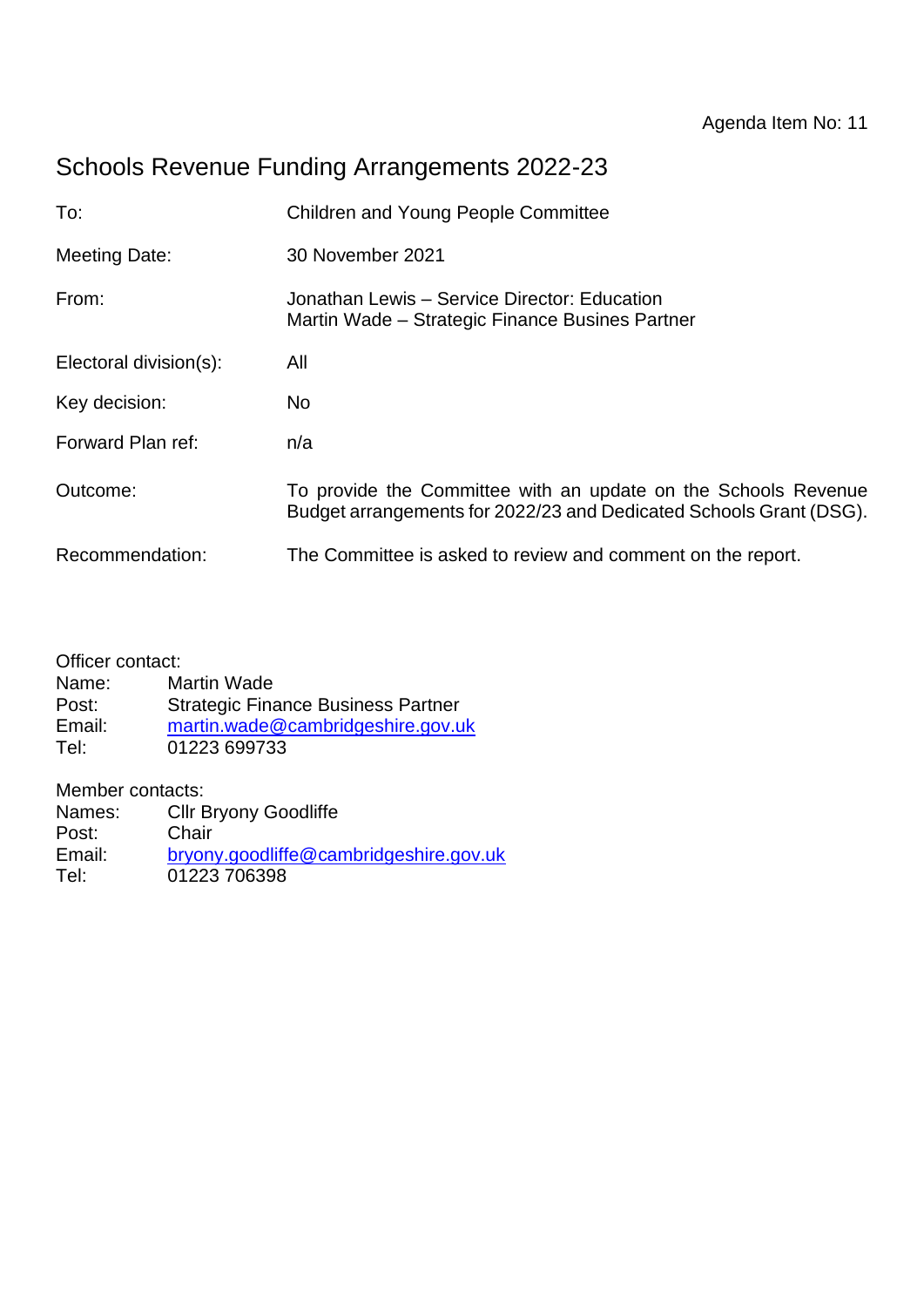Agenda Item No: 11

# Schools Revenue Funding Arrangements 2022-23

| | |
|---|---|
| To: | Children and Young People Committee |
| Meeting Date: | 30 November 2021 |
| From: | Jonathan Lewis – Service Director: Education<br>Martin Wade – Strategic Finance Busines Partner |
| Electoral division(s): | All |
| Key decision: | No |
| Forward Plan ref: | n/a |
| Outcome: | To provide the Committee with an update on the Schools Revenue Budget arrangements for 2022/23 and Dedicated Schools Grant (DSG). |
| Recommendation: | The Committee is asked to review and comment on the report. |

Officer contact:
Name: Martin Wade
Post: Strategic Finance Business Partner
Email: martin.wade@cambridgeshire.gov.uk
Tel: 01223 699733

Member contacts:
Names: Cllr Bryony Goodliffe
Post: Chair
Email: bryony.goodliffe@cambridgeshire.gov.uk
Tel: 01223 706398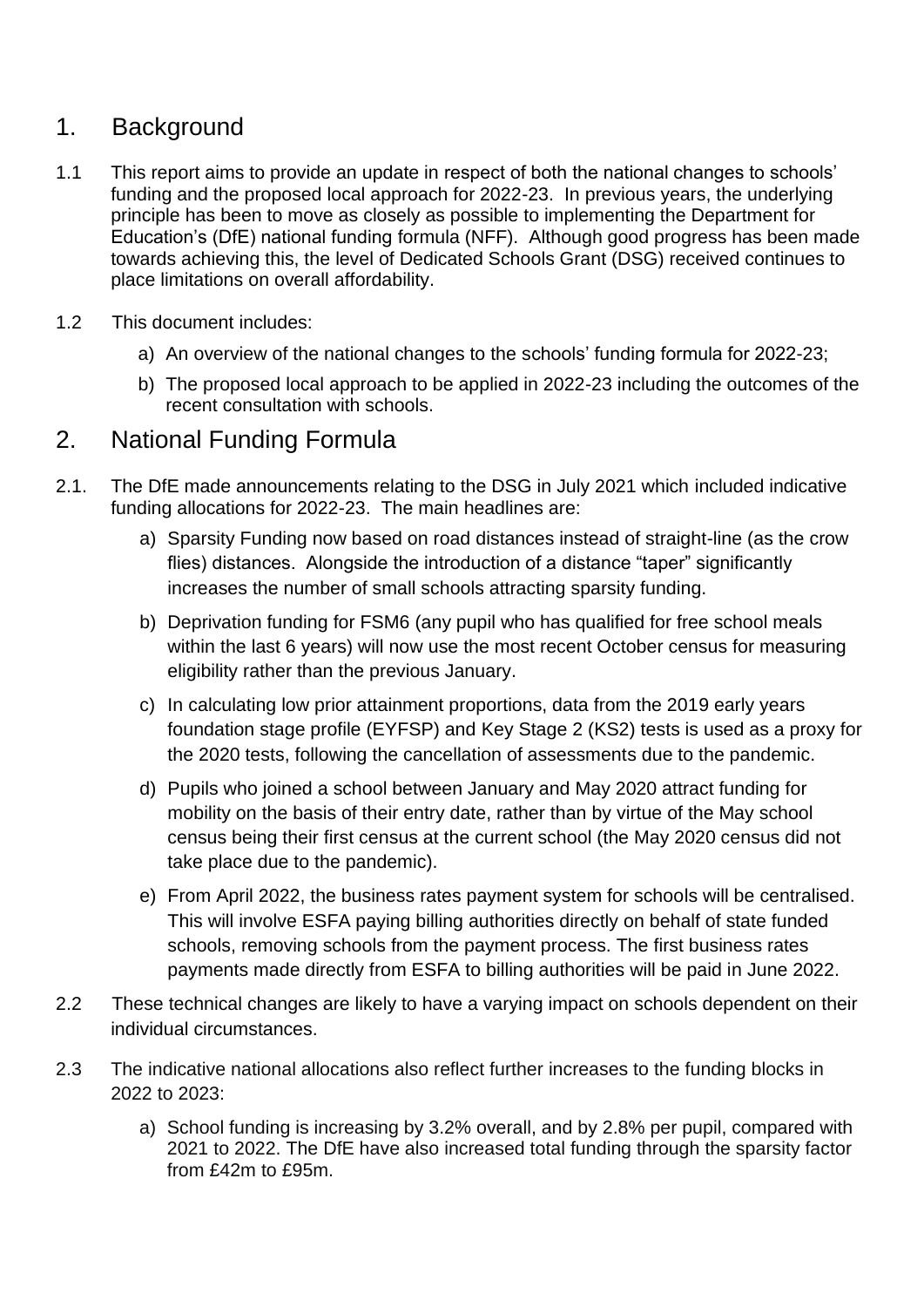## 1. Background

1.1 This report aims to provide an update in respect of both the national changes to schools' funding and the proposed local approach for 2022-23. In previous years, the underlying principle has been to move as closely as possible to implementing the Department for Education's (DfE) national funding formula (NFF). Although good progress has been made towards achieving this, the level of Dedicated Schools Grant (DSG) received continues to place limitations on overall affordability.

1.2 This document includes:

a) An overview of the national changes to the schools' funding formula for 2022-23;

b) The proposed local approach to be applied in 2022-23 including the outcomes of the recent consultation with schools.

## 2. National Funding Formula

2.1. The DfE made announcements relating to the DSG in July 2021 which included indicative funding allocations for 2022-23. The main headlines are:

a) Sparsity Funding now based on road distances instead of straight-line (as the crow flies) distances. Alongside the introduction of a distance "taper" significantly increases the number of small schools attracting sparsity funding.

b) Deprivation funding for FSM6 (any pupil who has qualified for free school meals within the last 6 years) will now use the most recent October census for measuring eligibility rather than the previous January.

c) In calculating low prior attainment proportions, data from the 2019 early years foundation stage profile (EYFSP) and Key Stage 2 (KS2) tests is used as a proxy for the 2020 tests, following the cancellation of assessments due to the pandemic.

d) Pupils who joined a school between January and May 2020 attract funding for mobility on the basis of their entry date, rather than by virtue of the May school census being their first census at the current school (the May 2020 census did not take place due to the pandemic).

e) From April 2022, the business rates payment system for schools will be centralised. This will involve ESFA paying billing authorities directly on behalf of state funded schools, removing schools from the payment process. The first business rates payments made directly from ESFA to billing authorities will be paid in June 2022.

2.2 These technical changes are likely to have a varying impact on schools dependent on their individual circumstances.

2.3 The indicative national allocations also reflect further increases to the funding blocks in 2022 to 2023:

a) School funding is increasing by 3.2% overall, and by 2.8% per pupil, compared with 2021 to 2022. The DfE have also increased total funding through the sparsity factor from £42m to £95m.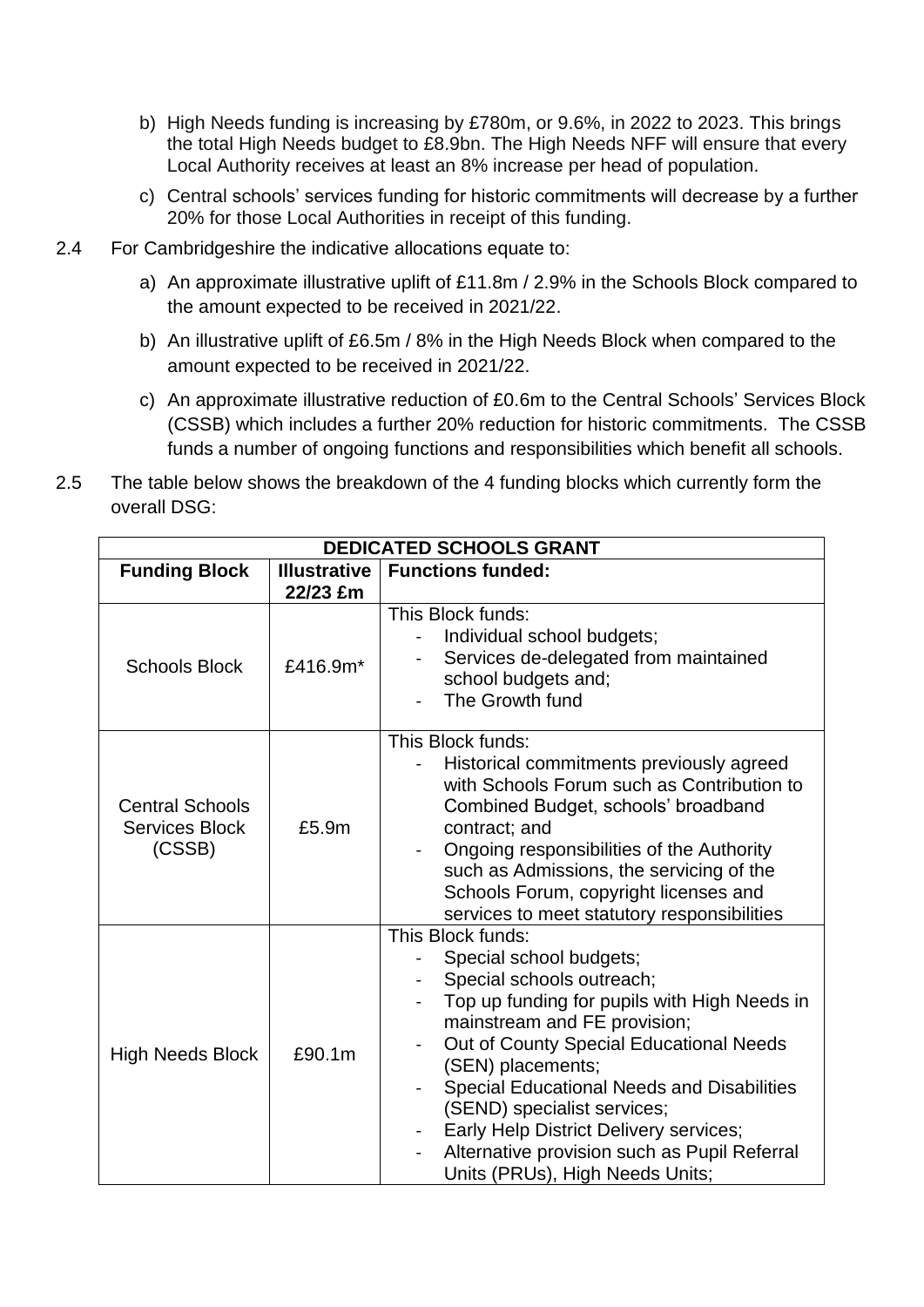b) High Needs funding is increasing by £780m, or 9.6%, in 2022 to 2023. This brings the total High Needs budget to £8.9bn. The High Needs NFF will ensure that every Local Authority receives at least an 8% increase per head of population.

c) Central schools' services funding for historic commitments will decrease by a further 20% for those Local Authorities in receipt of this funding.

2.4 For Cambridgeshire the indicative allocations equate to:

a) An approximate illustrative uplift of £11.8m / 2.9% in the Schools Block compared to the amount expected to be received in 2021/22.

b) An illustrative uplift of £6.5m / 8% in the High Needs Block when compared to the amount expected to be received in 2021/22.

c) An approximate illustrative reduction of £0.6m to the Central Schools' Services Block (CSSB) which includes a further 20% reduction for historic commitments. The CSSB funds a number of ongoing functions and responsibilities which benefit all schools.

2.5 The table below shows the breakdown of the 4 funding blocks which currently form the overall DSG:

| **DEDICATED SCHOOLS GRANT** | | |
|---|---|---|
| **Funding Block** | **Illustrative 22/23 £m** | **Functions funded:** |
| Schools Block | £416.9m* | This Block funds:<br>- Individual school budgets;<br>- Services de-delegated from maintained school budgets and;<br>- The Growth fund |
| Central Schools Services Block (CSSB) | £5.9m | This Block funds:<br>- Historical commitments previously agreed with Schools Forum such as Contribution to Combined Budget, schools' broadband contract; and<br>- Ongoing responsibilities of the Authority such as Admissions, the servicing of the Schools Forum, copyright licenses and services to meet statutory responsibilities |
| High Needs Block | £90.1m | This Block funds:<br>- Special school budgets;<br>- Special schools outreach;<br>- Top up funding for pupils with High Needs in mainstream and FE provision;<br>- Out of County Special Educational Needs (SEN) placements;<br>- Special Educational Needs and Disabilities (SEND) specialist services;<br>- Early Help District Delivery services;<br>- Alternative provision such as Pupil Referral Units (PRUs), High Needs Units; |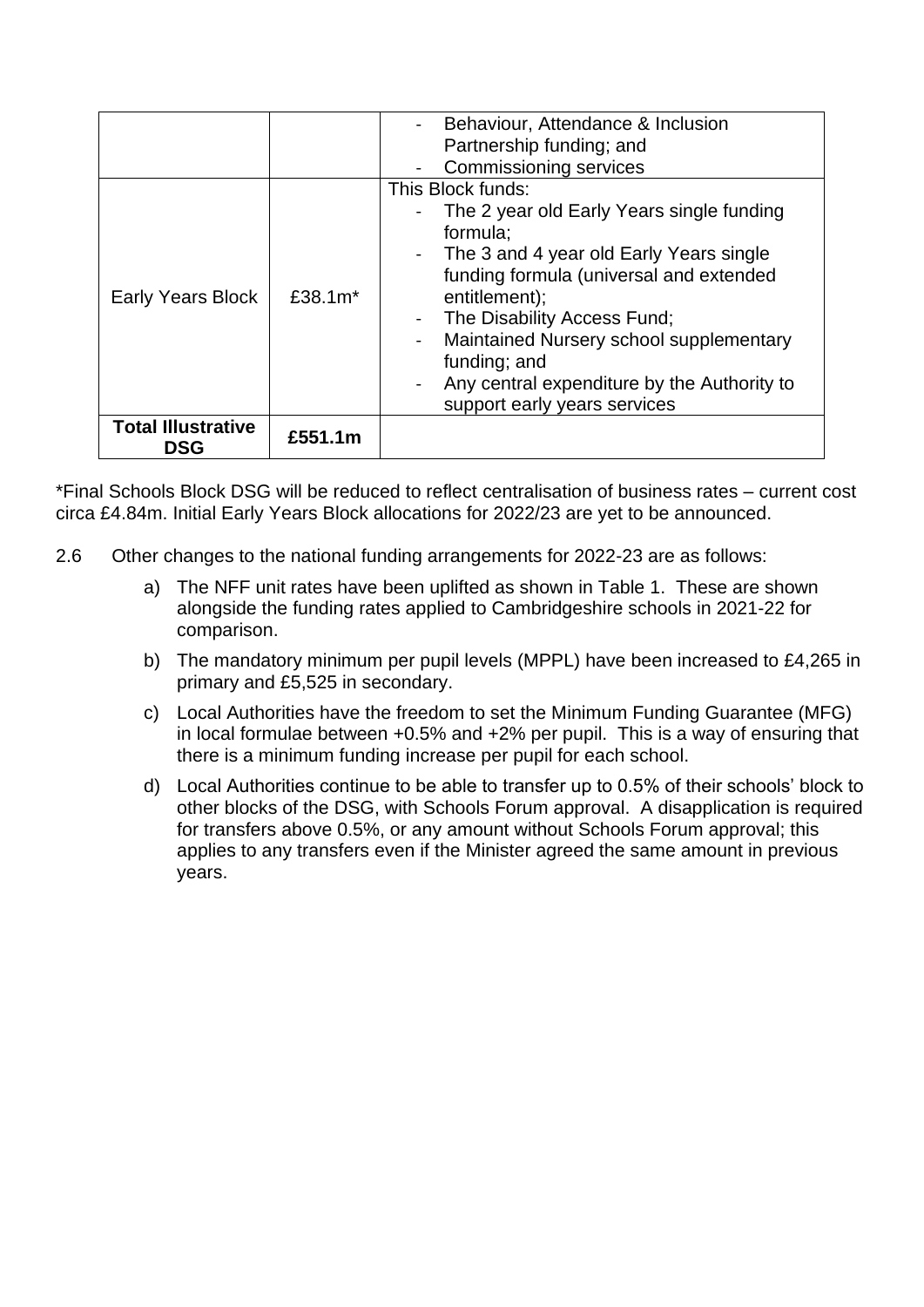| | | |
|---|---|---|
| | | - Behaviour, Attendance & Inclusion Partnership funding; and<br>- Commissioning services |
| Early Years Block | £38.1m* | This Block funds:<br>- The 2 year old Early Years single funding formula;<br>- The 3 and 4 year old Early Years single funding formula (universal and extended entitlement);<br>- The Disability Access Fund;<br>- Maintained Nursery school supplementary funding; and<br>- Any central expenditure by the Authority to support early years services |
| **Total Illustrative DSG** | **£551.1m** | |

*Final Schools Block DSG will be reduced to reflect centralisation of business rates – current cost circa £4.84m. Initial Early Years Block allocations for 2022/23 are yet to be announced.

2.6 Other changes to the national funding arrangements for 2022-23 are as follows:

a) The NFF unit rates have been uplifted as shown in Table 1. These are shown alongside the funding rates applied to Cambridgeshire schools in 2021-22 for comparison.

b) The mandatory minimum per pupil levels (MPPL) have been increased to £4,265 in primary and £5,525 in secondary.

c) Local Authorities have the freedom to set the Minimum Funding Guarantee (MFG) in local formulae between +0.5% and +2% per pupil. This is a way of ensuring that there is a minimum funding increase per pupil for each school.

d) Local Authorities continue to be able to transfer up to 0.5% of their schools' block to other blocks of the DSG, with Schools Forum approval. A disapplication is required for transfers above 0.5%, or any amount without Schools Forum approval; this applies to any transfers even if the Minister agreed the same amount in previous years.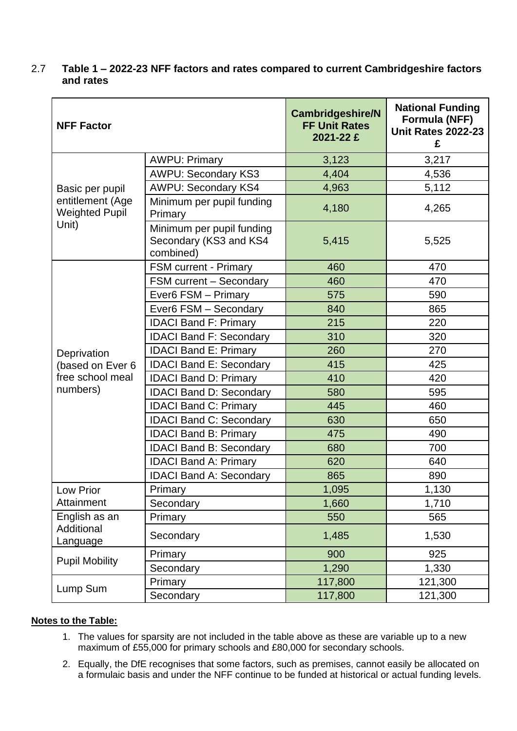2.7 **Table 1 – 2022-23 NFF factors and rates compared to current Cambridgeshire factors and rates**

| NFF Factor | | Cambridgeshire/NFF Unit Rates 2021-22 £ | National Funding Formula (NFF) Unit Rates 2022-23 £ |
|---|---|---|---|
| Basic per pupil entitlement (Age Weighted Pupil Unit) | AWPU: Primary | 3,123 | 3,217 |
| | AWPU: Secondary KS3 | 4,404 | 4,536 |
| | AWPU: Secondary KS4 | 4,963 | 5,112 |
| | Minimum per pupil funding Primary | 4,180 | 4,265 |
| | Minimum per pupil funding Secondary (KS3 and KS4 combined) | 5,415 | 5,525 |
| Deprivation (based on Ever 6 free school meal numbers) | FSM current - Primary | 460 | 470 |
| | FSM current – Secondary | 460 | 470 |
| | Ever6 FSM – Primary | 575 | 590 |
| | Ever6 FSM – Secondary | 840 | 865 |
| | IDACI Band F: Primary | 215 | 220 |
| | IDACI Band F: Secondary | 310 | 320 |
| | IDACI Band E: Primary | 260 | 270 |
| | IDACI Band E: Secondary | 415 | 425 |
| | IDACI Band D: Primary | 410 | 420 |
| | IDACI Band D: Secondary | 580 | 595 |
| | IDACI Band C: Primary | 445 | 460 |
| | IDACI Band C: Secondary | 630 | 650 |
| | IDACI Band B: Primary | 475 | 490 |
| | IDACI Band B: Secondary | 680 | 700 |
| | IDACI Band A: Primary | 620 | 640 |
| | IDACI Band A: Secondary | 865 | 890 |
| Low Prior Attainment | Primary | 1,095 | 1,130 |
| | Secondary | 1,660 | 1,710 |
| English as an Additional Language | Primary | 550 | 565 |
| | Secondary | 1,485 | 1,530 |
| Pupil Mobility | Primary | 900 | 925 |
| | Secondary | 1,290 | 1,330 |
| Lump Sum | Primary | 117,800 | 121,300 |
| | Secondary | 117,800 | 121,300 |

**Notes to the Table:**

1. The values for sparsity are not included in the table above as these are variable up to a new maximum of £55,000 for primary schools and £80,000 for secondary schools.
2. Equally, the DfE recognises that some factors, such as premises, cannot easily be allocated on a formulaic basis and under the NFF continue to be funded at historical or actual funding levels.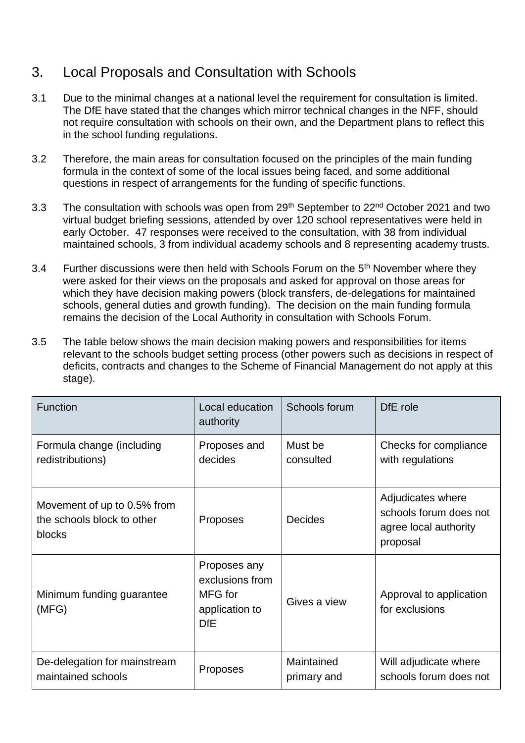## 3. Local Proposals and Consultation with Schools

3.1 Due to the minimal changes at a national level the requirement for consultation is limited. The DfE have stated that the changes which mirror technical changes in the NFF, should not require consultation with schools on their own, and the Department plans to reflect this in the school funding regulations.

3.2 Therefore, the main areas for consultation focused on the principles of the main funding formula in the context of some of the local issues being faced, and some additional questions in respect of arrangements for the funding of specific functions.

3.3 The consultation with schools was open from 29th September to 22nd October 2021 and two virtual budget briefing sessions, attended by over 120 school representatives were held in early October. 47 responses were received to the consultation, with 38 from individual maintained schools, 3 from individual academy schools and 8 representing academy trusts.

3.4 Further discussions were then held with Schools Forum on the 5th November where they were asked for their views on the proposals and asked for approval on those areas for which they have decision making powers (block transfers, de-delegations for maintained schools, general duties and growth funding). The decision on the main funding formula remains the decision of the Local Authority in consultation with Schools Forum.

3.5 The table below shows the main decision making powers and responsibilities for items relevant to the schools budget setting process (other powers such as decisions in respect of deficits, contracts and changes to the Scheme of Financial Management do not apply at this stage).

| Function | Local education authority | Schools forum | DfE role |
|---|---|---|---|
| Formula change (including redistributions) | Proposes and decides | Must be consulted | Checks for compliance with regulations |
| Movement of up to 0.5% from the schools block to other blocks | Proposes | Decides | Adjudicates where schools forum does not agree local authority proposal |
| Minimum funding guarantee (MFG) | Proposes any exclusions from MFG for application to DfE | Gives a view | Approval to application for exclusions |
| De-delegation for mainstream maintained schools | Proposes | Maintained primary and | Will adjudicate where schools forum does not |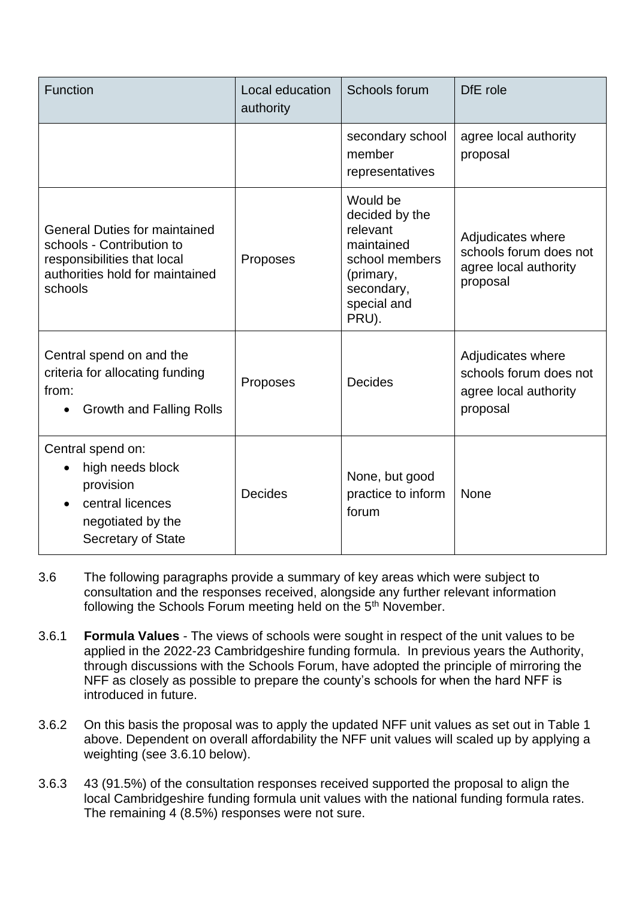| Function | Local education authority | Schools forum | DfE role |
|---|---|---|---|
| | | secondary school member representatives | agree local authority proposal |
| General Duties for maintained schools - Contribution to responsibilities that local authorities hold for maintained schools | Proposes | Would be decided by the relevant maintained school members (primary, secondary, special and PRU). | Adjudicates where schools forum does not agree local authority proposal |
| Central spend on and the criteria for allocating funding from:<br>• Growth and Falling Rolls | Proposes | Decides | Adjudicates where schools forum does not agree local authority proposal |
| Central spend on:<br>• high needs block provision<br>• central licences negotiated by the Secretary of State | Decides | None, but good practice to inform forum | None |

3.6 The following paragraphs provide a summary of key areas which were subject to consultation and the responses received, alongside any further relevant information following the Schools Forum meeting held on the 5th November.

3.6.1 **Formula Values** - The views of schools were sought in respect of the unit values to be applied in the 2022-23 Cambridgeshire funding formula. In previous years the Authority, through discussions with the Schools Forum, have adopted the principle of mirroring the NFF as closely as possible to prepare the county's schools for when the hard NFF is introduced in future.

3.6.2 On this basis the proposal was to apply the updated NFF unit values as set out in Table 1 above. Dependent on overall affordability the NFF unit values will scaled up by applying a weighting (see 3.6.10 below).

3.6.3 43 (91.5%) of the consultation responses received supported the proposal to align the local Cambridgeshire funding formula unit values with the national funding formula rates. The remaining 4 (8.5%) responses were not sure.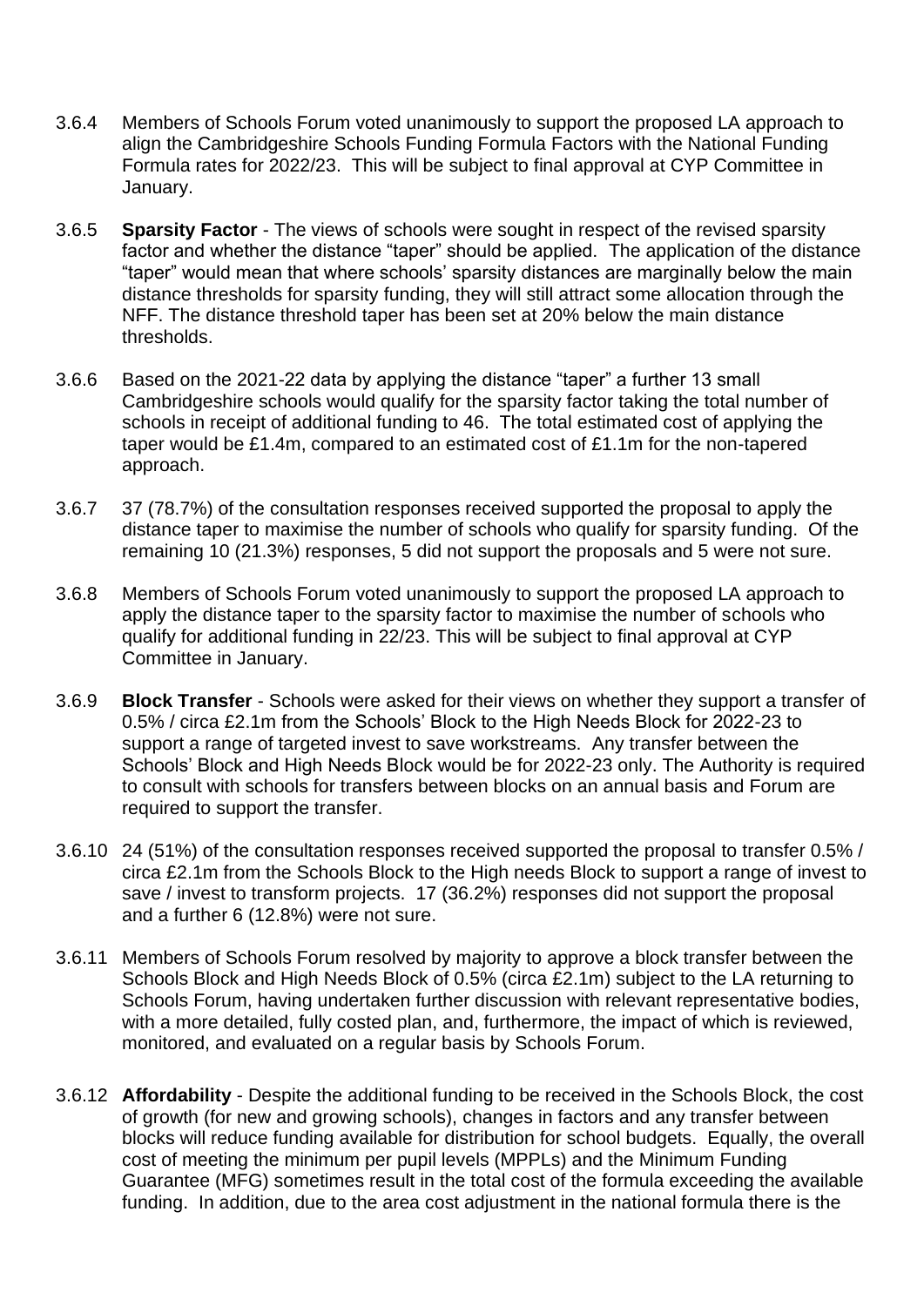3.6.4 Members of Schools Forum voted unanimously to support the proposed LA approach to align the Cambridgeshire Schools Funding Formula Factors with the National Funding Formula rates for 2022/23. This will be subject to final approval at CYP Committee in January.

3.6.5 **Sparsity Factor** - The views of schools were sought in respect of the revised sparsity factor and whether the distance "taper" should be applied. The application of the distance "taper" would mean that where schools' sparsity distances are marginally below the main distance thresholds for sparsity funding, they will still attract some allocation through the NFF. The distance threshold taper has been set at 20% below the main distance thresholds.

3.6.6 Based on the 2021-22 data by applying the distance "taper" a further 13 small Cambridgeshire schools would qualify for the sparsity factor taking the total number of schools in receipt of additional funding to 46. The total estimated cost of applying the taper would be £1.4m, compared to an estimated cost of £1.1m for the non-tapered approach.

3.6.7 37 (78.7%) of the consultation responses received supported the proposal to apply the distance taper to maximise the number of schools who qualify for sparsity funding. Of the remaining 10 (21.3%) responses, 5 did not support the proposals and 5 were not sure.

3.6.8 Members of Schools Forum voted unanimously to support the proposed LA approach to apply the distance taper to the sparsity factor to maximise the number of schools who qualify for additional funding in 22/23. This will be subject to final approval at CYP Committee in January.

3.6.9 **Block Transfer** - Schools were asked for their views on whether they support a transfer of 0.5% / circa £2.1m from the Schools' Block to the High Needs Block for 2022-23 to support a range of targeted invest to save workstreams. Any transfer between the Schools' Block and High Needs Block would be for 2022-23 only. The Authority is required to consult with schools for transfers between blocks on an annual basis and Forum are required to support the transfer.

3.6.10 24 (51%) of the consultation responses received supported the proposal to transfer 0.5% / circa £2.1m from the Schools Block to the High needs Block to support a range of invest to save / invest to transform projects. 17 (36.2%) responses did not support the proposal and a further 6 (12.8%) were not sure.

3.6.11 Members of Schools Forum resolved by majority to approve a block transfer between the Schools Block and High Needs Block of 0.5% (circa £2.1m) subject to the LA returning to Schools Forum, having undertaken further discussion with relevant representative bodies, with a more detailed, fully costed plan, and, furthermore, the impact of which is reviewed, monitored, and evaluated on a regular basis by Schools Forum.

3.6.12 **Affordability** - Despite the additional funding to be received in the Schools Block, the cost of growth (for new and growing schools), changes in factors and any transfer between blocks will reduce funding available for distribution for school budgets. Equally, the overall cost of meeting the minimum per pupil levels (MPPLs) and the Minimum Funding Guarantee (MFG) sometimes result in the total cost of the formula exceeding the available funding. In addition, due to the area cost adjustment in the national formula there is the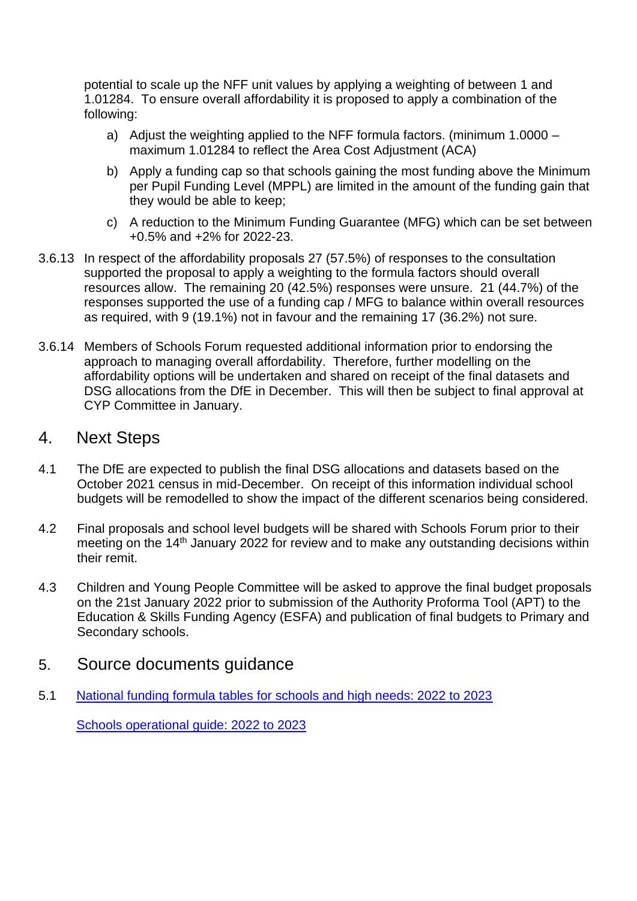potential to scale up the NFF unit values by applying a weighting of between 1 and 1.01284. To ensure overall affordability it is proposed to apply a combination of the following:

a) Adjust the weighting applied to the NFF formula factors. (minimum 1.0000 – maximum 1.01284 to reflect the Area Cost Adjustment (ACA)

b) Apply a funding cap so that schools gaining the most funding above the Minimum per Pupil Funding Level (MPPL) are limited in the amount of the funding gain that they would be able to keep;

c) A reduction to the Minimum Funding Guarantee (MFG) which can be set between +0.5% and +2% for 2022-23.

3.6.13 In respect of the affordability proposals 27 (57.5%) of responses to the consultation supported the proposal to apply a weighting to the formula factors should overall resources allow. The remaining 20 (42.5%) responses were unsure. 21 (44.7%) of the responses supported the use of a funding cap / MFG to balance within overall resources as required, with 9 (19.1%) not in favour and the remaining 17 (36.2%) not sure.

3.6.14 Members of Schools Forum requested additional information prior to endorsing the approach to managing overall affordability. Therefore, further modelling on the affordability options will be undertaken and shared on receipt of the final datasets and DSG allocations from the DfE in December. This will then be subject to final approval at CYP Committee in January.

## 4. Next Steps

4.1 The DfE are expected to publish the final DSG allocations and datasets based on the October 2021 census in mid-December. On receipt of this information individual school budgets will be remodelled to show the impact of the different scenarios being considered.

4.2 Final proposals and school level budgets will be shared with Schools Forum prior to their meeting on the 14th January 2022 for review and to make any outstanding decisions within their remit.

4.3 Children and Young People Committee will be asked to approve the final budget proposals on the 21st January 2022 prior to submission of the Authority Proforma Tool (APT) to the Education & Skills Funding Agency (ESFA) and publication of final budgets to Primary and Secondary schools.

## 5. Source documents guidance

5.1 National funding formula tables for schools and high needs: 2022 to 2023

Schools operational guide: 2022 to 2023